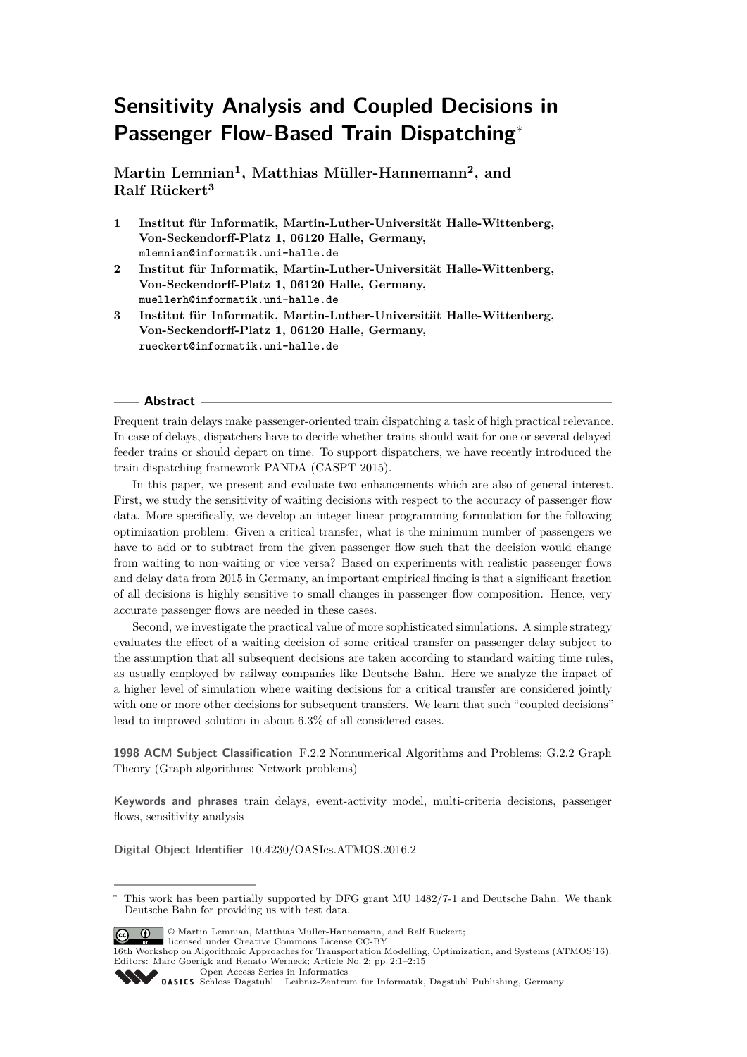# Sensitivity Analysis and Coupled Decisions in Passenger Flow-Based Train Dispatching*

**Martin Lemnian[1], Matthias Müller-Hannemann[2], and Ralf Rückert[3]**

1. **Institut für Informatik, Martin-Luther-Universität Halle-Wittenberg, Von-Seckendorff-Platz 1, 06120 Halle, Germany,** mlemnian@informatik.uni-halle.de
2. **Institut für Informatik, Martin-Luther-Universität Halle-Wittenberg, Von-Seckendorff-Platz 1, 06120 Halle, Germany,** muellerh@informatik.uni-halle.de
3. **Institut für Informatik, Martin-Luther-Universität Halle-Wittenberg, Von-Seckendorff-Platz 1, 06120 Halle, Germany,** rueckert@informatik.uni-halle.de

## Abstract

Frequent train delays make passenger-oriented train dispatching a task of high practical relevance. In case of delays, dispatchers have to decide whether trains should wait for one or several delayed feeder trains or should depart on time. To support dispatchers, we have recently introduced the train dispatching framework PANDA (CASPT 2015).

In this paper, we present and evaluate two enhancements which are also of general interest. First, we study the sensitivity of waiting decisions with respect to the accuracy of passenger flow data. More specifically, we develop an integer linear programming formulation for the following optimization problem: Given a critical transfer, what is the minimum number of passengers we have to add or to subtract from the given passenger flow such that the decision would change from waiting to non-waiting or vice versa? Based on experiments with realistic passenger flows and delay data from 2015 in Germany, an important empirical finding is that a significant fraction of all decisions is highly sensitive to small changes in passenger flow composition. Hence, very accurate passenger flows are needed in these cases.

Second, we investigate the practical value of more sophisticated simulations. A simple strategy evaluates the effect of a waiting decision of some critical transfer on passenger delay subject to the assumption that all subsequent decisions are taken according to standard waiting time rules, as usually employed by railway companies like Deutsche Bahn. Here we analyze the impact of a higher level of simulation where waiting decisions for a critical transfer are considered jointly with one or more other decisions for subsequent transfers. We learn that such "coupled decisions" lead to improved solution in about 6.3% of all considered cases.

**1998 ACM Subject Classification** F.2.2 Nonnumerical Algorithms and Problems; G.2.2 Graph Theory (Graph algorithms; Network problems)

**Keywords and phrases** train delays, event-activity model, multi-criteria decisions, passenger flows, sensitivity analysis

**Digital Object Identifier** 10.4230/OASIcs.ATMOS.2016.2

---

\* This work has been partially supported by DFG grant MU 1482/7-1 and Deutsche Bahn. We thank Deutsche Bahn for providing us with test data.

© Martin Lemnian, Matthias Müller-Hannemann, and Ralf Rückert; licensed under Creative Commons License CC-BY

16th Workshop on Algorithmic Approaches for Transportation Modelling, Optimization, and Systems (ATMOS'16). Editors: Marc Goerigk and Renato Werneck; Article No. 2; pp. 2:1–2:15

Open Access Series in Informatics
OASICS Schloss Dagstuhl – Leibniz-Zentrum für Informatik, Dagstuhl Publishing, Germany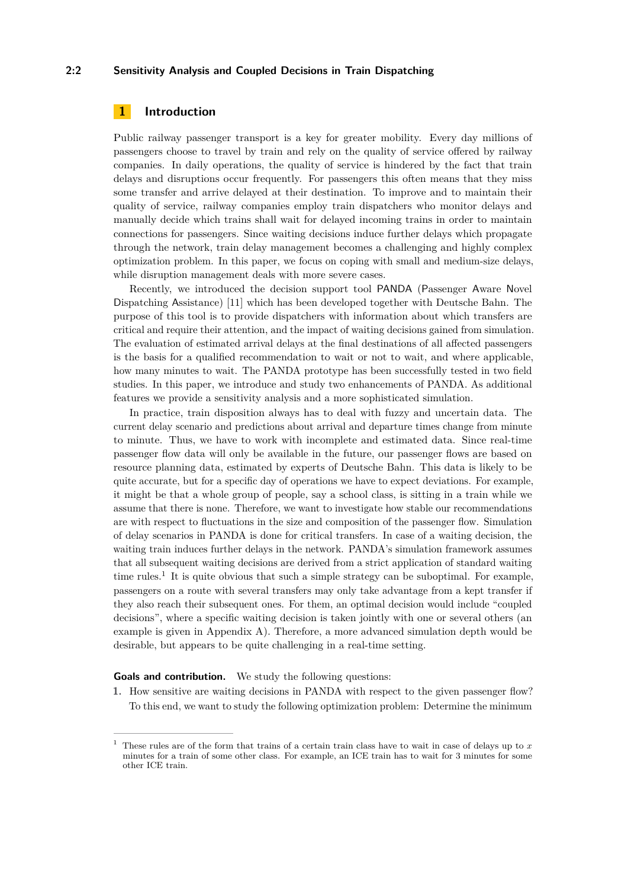## 1 Introduction

Public railway passenger transport is a key for greater mobility. Every day millions of passengers choose to travel by train and rely on the quality of service offered by railway companies. In daily operations, the quality of service is hindered by the fact that train delays and disruptions occur frequently. For passengers this often means that they miss some transfer and arrive delayed at their destination. To improve and to maintain their quality of service, railway companies employ train dispatchers who monitor delays and manually decide which trains shall wait for delayed incoming trains in order to maintain connections for passengers. Since waiting decisions induce further delays which propagate through the network, train delay management becomes a challenging and highly complex optimization problem. In this paper, we focus on coping with small and medium-size delays, while disruption management deals with more severe cases.

Recently, we introduced the decision support tool PANDA (Passenger Aware Novel Dispatching Assistance) [11] which has been developed together with Deutsche Bahn. The purpose of this tool is to provide dispatchers with information about which transfers are critical and require their attention, and the impact of waiting decisions gained from simulation. The evaluation of estimated arrival delays at the final destinations of all affected passengers is the basis for a qualified recommendation to wait or not to wait, and where applicable, how many minutes to wait. The PANDA prototype has been successfully tested in two field studies. In this paper, we introduce and study two enhancements of PANDA. As additional features we provide a sensitivity analysis and a more sophisticated simulation.

In practice, train disposition always has to deal with fuzzy and uncertain data. The current delay scenario and predictions about arrival and departure times change from minute to minute. Thus, we have to work with incomplete and estimated data. Since real-time passenger flow data will only be available in the future, our passenger flows are based on resource planning data, estimated by experts of Deutsche Bahn. This data is likely to be quite accurate, but for a specific day of operations we have to expect deviations. For example, it might be that a whole group of people, say a school class, is sitting in a train while we assume that there is none. Therefore, we want to investigate how stable our recommendations are with respect to fluctuations in the size and composition of the passenger flow. Simulation of delay scenarios in PANDA is done for critical transfers. In case of a waiting decision, the waiting train induces further delays in the network. PANDA's simulation framework assumes that all subsequent waiting decisions are derived from a strict application of standard waiting time rules.[1] It is quite obvious that such a simple strategy can be suboptimal. For example, passengers on a route with several transfers may only take advantage from a kept transfer if they also reach their subsequent ones. For them, an optimal decision would include "coupled decisions", where a specific waiting decision is taken jointly with one or several others (an example is given in Appendix A). Therefore, a more advanced simulation depth would be desirable, but appears to be quite challenging in a real-time setting.

**Goals and contribution.** We study the following questions:

1. How sensitive are waiting decisions in PANDA with respect to the given passenger flow? To this end, we want to study the following optimization problem: Determine the minimum

---

[1] These rules are of the form that trains of a certain train class have to wait in case of delays up to $x$ minutes for a train of some other class. For example, an ICE train has to wait for 3 minutes for some other ICE train.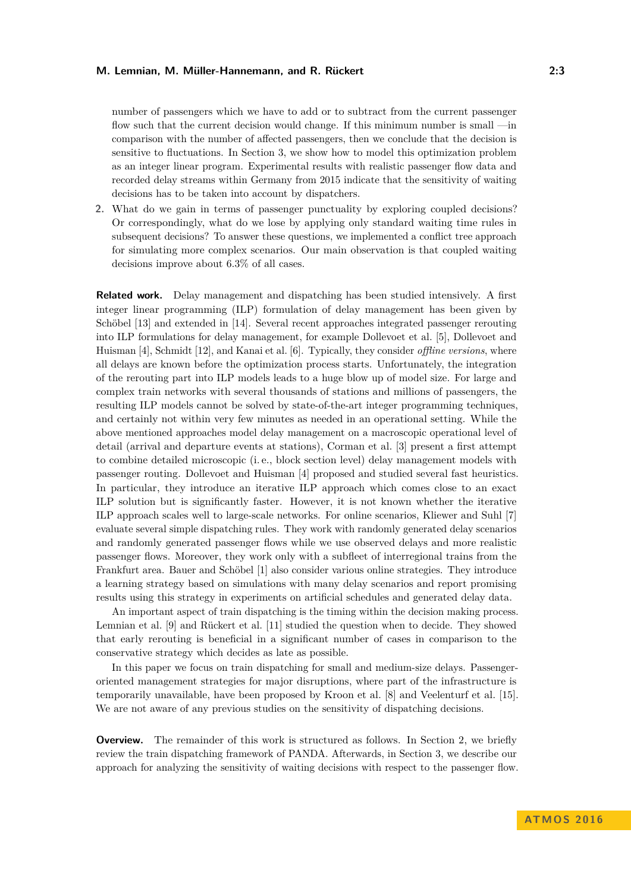number of passengers which we have to add or to subtract from the current passenger flow such that the current decision would change. If this minimum number is small —in comparison with the number of affected passengers, then we conclude that the decision is sensitive to fluctuations. In Section 3, we show how to model this optimization problem as an integer linear program. Experimental results with realistic passenger flow data and recorded delay streams within Germany from 2015 indicate that the sensitivity of waiting decisions has to be taken into account by dispatchers.

2. What do we gain in terms of passenger punctuality by exploring coupled decisions? Or correspondingly, what do we lose by applying only standard waiting time rules in subsequent decisions? To answer these questions, we implemented a conflict tree approach for simulating more complex scenarios. Our main observation is that coupled waiting decisions improve about 6.3% of all cases.

**Related work.** Delay management and dispatching has been studied intensively. A first integer linear programming (ILP) formulation of delay management has been given by Schöbel [13] and extended in [14]. Several recent approaches integrated passenger rerouting into ILP formulations for delay management, for example Dollevoet et al. [5], Dollevoet and Huisman [4], Schmidt [12], and Kanai et al. [6]. Typically, they consider *offline versions*, where all delays are known before the optimization process starts. Unfortunately, the integration of the rerouting part into ILP models leads to a huge blow up of model size. For large and complex train networks with several thousands of stations and millions of passengers, the resulting ILP models cannot be solved by state-of-the-art integer programming techniques, and certainly not within very few minutes as needed in an operational setting. While the above mentioned approaches model delay management on a macroscopic operational level of detail (arrival and departure events at stations), Corman et al. [3] present a first attempt to combine detailed microscopic (i. e., block section level) delay management models with passenger routing. Dollevoet and Huisman [4] proposed and studied several fast heuristics. In particular, they introduce an iterative ILP approach which comes close to an exact ILP solution but is significantly faster. However, it is not known whether the iterative ILP approach scales well to large-scale networks. For online scenarios, Kliewer and Suhl [7] evaluate several simple dispatching rules. They work with randomly generated delay scenarios and randomly generated passenger flows while we use observed delays and more realistic passenger flows. Moreover, they work only with a subfleet of interregional trains from the Frankfurt area. Bauer and Schöbel [1] also consider various online strategies. They introduce a learning strategy based on simulations with many delay scenarios and report promising results using this strategy in experiments on artificial schedules and generated delay data.

An important aspect of train dispatching is the timing within the decision making process. Lemnian et al. [9] and Rückert et al. [11] studied the question when to decide. They showed that early rerouting is beneficial in a significant number of cases in comparison to the conservative strategy which decides as late as possible.

In this paper we focus on train dispatching for small and medium-size delays. Passenger-oriented management strategies for major disruptions, where part of the infrastructure is temporarily unavailable, have been proposed by Kroon et al. [8] and Veelenturf et al. [15]. We are not aware of any previous studies on the sensitivity of dispatching decisions.

**Overview.** The remainder of this work is structured as follows. In Section 2, we briefly review the train dispatching framework of PANDA. Afterwards, in Section 3, we describe our approach for analyzing the sensitivity of waiting decisions with respect to the passenger flow.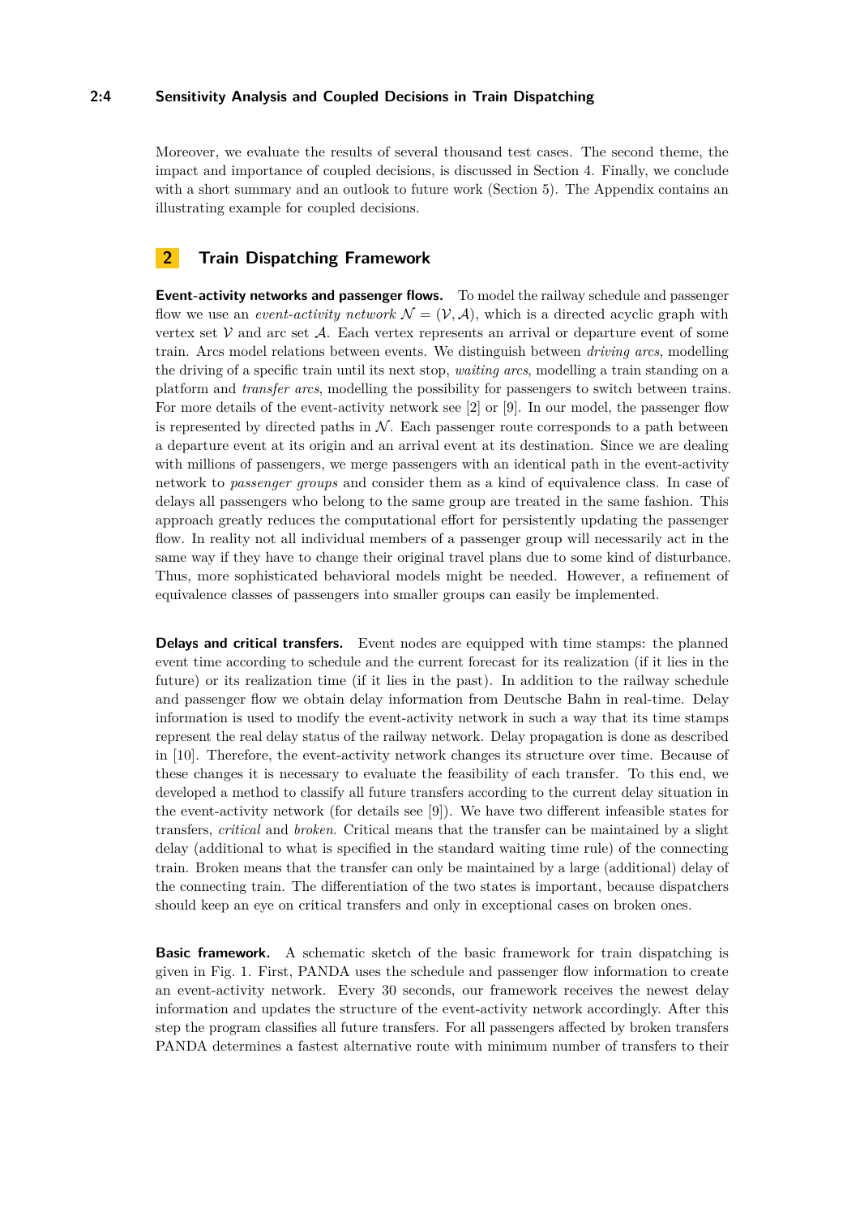Moreover, we evaluate the results of several thousand test cases. The second theme, the impact and importance of coupled decisions, is discussed in Section 4. Finally, we conclude with a short summary and an outlook to future work (Section 5). The Appendix contains an illustrating example for coupled decisions.

## 2 Train Dispatching Framework

**Event-activity networks and passenger flows.** To model the railway schedule and passenger flow we use an *event-activity network* $\mathcal{N} = (\mathcal{V}, \mathcal{A})$, which is a directed acyclic graph with vertex set $\mathcal{V}$ and arc set $\mathcal{A}$. Each vertex represents an arrival or departure event of some train. Arcs model relations between events. We distinguish between *driving arcs*, modelling the driving of a specific train until its next stop, *waiting arcs*, modelling a train standing on a platform and *transfer arcs*, modelling the possibility for passengers to switch between trains. For more details of the event-activity network see [2] or [9]. In our model, the passenger flow is represented by directed paths in $\mathcal{N}$. Each passenger route corresponds to a path between a departure event at its origin and an arrival event at its destination. Since we are dealing with millions of passengers, we merge passengers with an identical path in the event-activity network to *passenger groups* and consider them as a kind of equivalence class. In case of delays all passengers who belong to the same group are treated in the same fashion. This approach greatly reduces the computational effort for persistently updating the passenger flow. In reality not all individual members of a passenger group will necessarily act in the same way if they have to change their original travel plans due to some kind of disturbance. Thus, more sophisticated behavioral models might be needed. However, a refinement of equivalence classes of passengers into smaller groups can easily be implemented.

**Delays and critical transfers.** Event nodes are equipped with time stamps: the planned event time according to schedule and the current forecast for its realization (if it lies in the future) or its realization time (if it lies in the past). In addition to the railway schedule and passenger flow we obtain delay information from Deutsche Bahn in real-time. Delay information is used to modify the event-activity network in such a way that its time stamps represent the real delay status of the railway network. Delay propagation is done as described in [10]. Therefore, the event-activity network changes its structure over time. Because of these changes it is necessary to evaluate the feasibility of each transfer. To this end, we developed a method to classify all future transfers according to the current delay situation in the event-activity network (for details see [9]). We have two different infeasible states for transfers, *critical* and *broken*. Critical means that the transfer can be maintained by a slight delay (additional to what is specified in the standard waiting time rule) of the connecting train. Broken means that the transfer can only be maintained by a large (additional) delay of the connecting train. The differentiation of the two states is important, because dispatchers should keep an eye on critical transfers and only in exceptional cases on broken ones.

**Basic framework.** A schematic sketch of the basic framework for train dispatching is given in Fig. 1. First, PANDA uses the schedule and passenger flow information to create an event-activity network. Every 30 seconds, our framework receives the newest delay information and updates the structure of the event-activity network accordingly. After this step the program classifies all future transfers. For all passengers affected by broken transfers PANDA determines a fastest alternative route with minimum number of transfers to their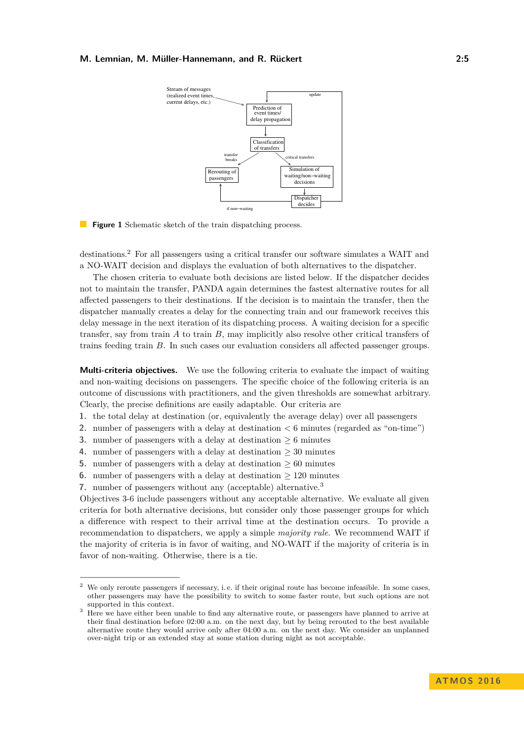**Figure 1** Schematic sketch of the train dispatching process.

destinations.[2] For all passengers using a critical transfer our software simulates a WAIT and a NO-WAIT decision and displays the evaluation of both alternatives to the dispatcher.

The chosen criteria to evaluate both decisions are listed below. If the dispatcher decides not to maintain the transfer, PANDA again determines the fastest alternative routes for all affected passengers to their destinations. If the decision is to maintain the transfer, then the dispatcher manually creates a delay for the connecting train and our framework receives this delay message in the next iteration of its dispatching process. A waiting decision for a specific transfer, say from train $A$ to train $B$, may implicitly also resolve other critical transfers of trains feeding train $B$. In such cases our evaluation considers all affected passenger groups.

**Multi-criteria objectives.** We use the following criteria to evaluate the impact of waiting and non-waiting decisions on passengers. The specific choice of the following criteria is an outcome of discussions with practitioners, and the given thresholds are somewhat arbitrary. Clearly, the precise definitions are easily adaptable. Our criteria are

1. the total delay at destination (or, equivalently the average delay) over all passengers
2. number of passengers with a delay at destination $< 6$ minutes (regarded as "on-time")
3. number of passengers with a delay at destination $\geq 6$ minutes
4. number of passengers with a delay at destination $\geq 30$ minutes
5. number of passengers with a delay at destination $\geq 60$ minutes
6. number of passengers with a delay at destination $\geq 120$ minutes
7. number of passengers without any (acceptable) alternative.[3]

Objectives 3-6 include passengers without any acceptable alternative. We evaluate all given criteria for both alternative decisions, but consider only those passenger groups for which a difference with respect to their arrival time at the destination occurs. To provide a recommendation to dispatchers, we apply a simple *majority rule*. We recommend WAIT if the majority of criteria is in favor of waiting, and NO-WAIT if the majority of criteria is in favor of non-waiting. Otherwise, there is a tie.

[2] We only reroute passengers if necessary, i. e. if their original route has become infeasible. In some cases, other passengers may have the possibility to switch to some faster route, but such options are not supported in this context.

[3] Here we have either been unable to find any alternative route, or passengers have planned to arrive at their final destination before 02:00 a.m. on the next day, but by being rerouted to the best available alternative route they would arrive only after 04:00 a.m. on the next day. We consider an unplanned over-night trip or an extended stay at some station during night as not acceptable.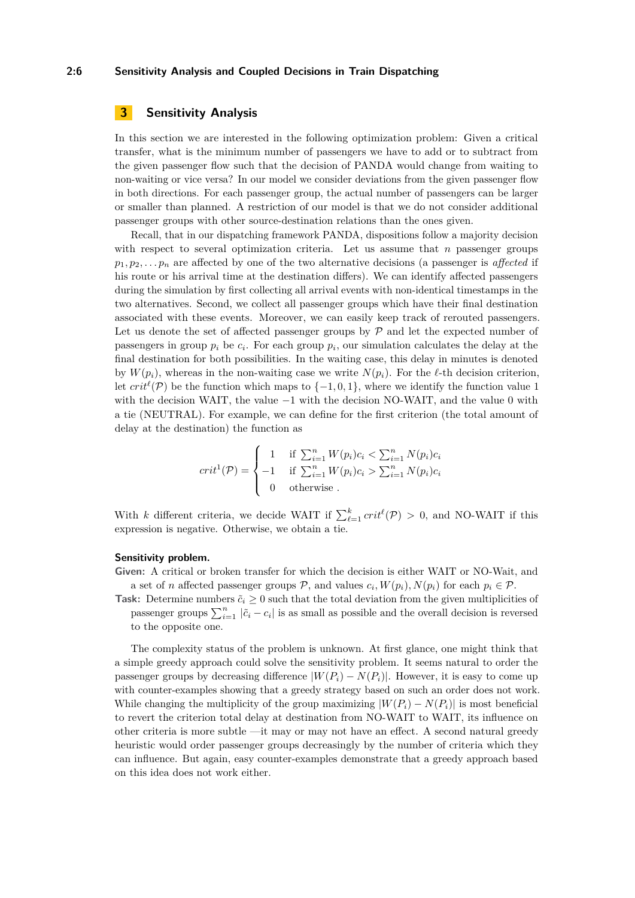## 3 Sensitivity Analysis

In this section we are interested in the following optimization problem: Given a critical transfer, what is the minimum number of passengers we have to add or to subtract from the given passenger flow such that the decision of PANDA would change from waiting to non-waiting or vice versa? In our model we consider deviations from the given passenger flow in both directions. For each passenger group, the actual number of passengers can be larger or smaller than planned. A restriction of our model is that we do not consider additional passenger groups with other source-destination relations than the ones given.

Recall, that in our dispatching framework PANDA, dispositions follow a majority decision with respect to several optimization criteria. Let us assume that $n$ passenger groups $p_1, p_2, \ldots p_n$ are affected by one of the two alternative decisions (a passenger is *affected* if his route or his arrival time at the destination differs). We can identify affected passengers during the simulation by first collecting all arrival events with non-identical timestamps in the two alternatives. Second, we collect all passenger groups which have their final destination associated with these events. Moreover, we can easily keep track of rerouted passengers. Let us denote the set of affected passenger groups by $\mathcal{P}$ and let the expected number of passengers in group $p_i$ be $c_i$. For each group $p_i$, our simulation calculates the delay at the final destination for both possibilities. In the waiting case, this delay in minutes is denoted by $W(p_i)$, whereas in the non-waiting case we write $N(p_i)$. For the $\ell$-th decision criterion, let $crit^\ell(\mathcal{P})$ be the function which maps to $\{-1, 0, 1\}$, where we identify the function value 1 with the decision WAIT, the value $-1$ with the decision NO-WAIT, and the value 0 with a tie (NEUTRAL). For example, we can define for the first criterion (the total amount of delay at the destination) the function as

$$crit^1(\mathcal{P}) = \begin{cases} 1 & \text{if } \sum_{i=1}^n W(p_i)c_i < \sum_{i=1}^n N(p_i)c_i \\ -1 & \text{if } \sum_{i=1}^n W(p_i)c_i > \sum_{i=1}^n N(p_i)c_i \\ 0 & \text{otherwise .} \end{cases}$$

With $k$ different criteria, we decide WAIT if $\sum_{\ell=1}^k crit^\ell(\mathcal{P}) > 0$, and NO-WAIT if this expression is negative. Otherwise, we obtain a tie.

**Sensitivity problem.**

**Given:** A critical or broken transfer for which the decision is either WAIT or NO-Wait, and a set of $n$ affected passenger groups $\mathcal{P}$, and values $c_i, W(p_i), N(p_i)$ for each $p_i \in \mathcal{P}$.

**Task:** Determine numbers $\tilde{c}_i \geq 0$ such that the total deviation from the given multiplicities of passenger groups $\sum_{i=1}^n |\tilde{c}_i - c_i|$ is as small as possible and the overall decision is reversed to the opposite one.

The complexity status of the problem is unknown. At first glance, one might think that a simple greedy approach could solve the sensitivity problem. It seems natural to order the passenger groups by decreasing difference $|W(P_i) - N(P_i)|$. However, it is easy to come up with counter-examples showing that a greedy strategy based on such an order does not work. While changing the multiplicity of the group maximizing $|W(P_i) - N(P_i)|$ is most beneficial to revert the criterion total delay at destination from NO-WAIT to WAIT, its influence on other criteria is more subtle —it may or may not have an effect. A second natural greedy heuristic would order passenger groups decreasingly by the number of criteria which they can influence. But again, easy counter-examples demonstrate that a greedy approach based on this idea does not work either.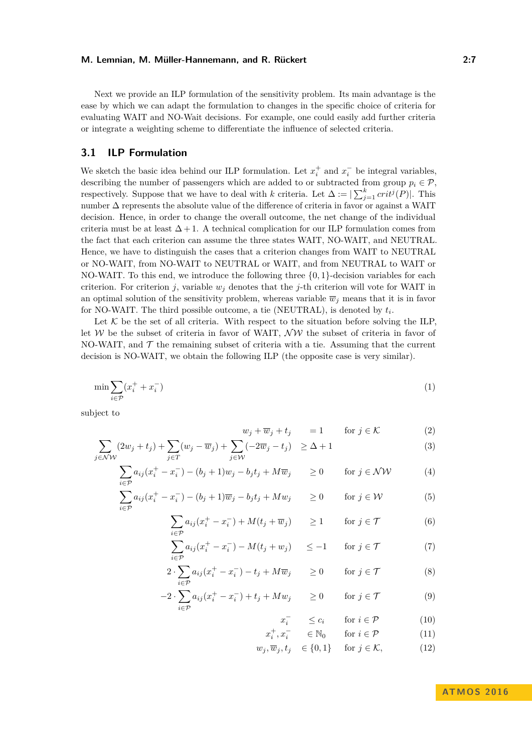Next we provide an ILP formulation of the sensitivity problem. Its main advantage is the ease by which we can adapt the formulation to changes in the specific choice of criteria for evaluating WAIT and NO-Wait decisions. For example, one could easily add further criteria or integrate a weighting scheme to differentiate the influence of selected criteria.

### 3.1 ILP Formulation

We sketch the basic idea behind our ILP formulation. Let $x_i^+$ and $x_i^-$ be integral variables, describing the number of passengers which are added to or subtracted from group $p_i \in \mathcal{P}$, respectively. Suppose that we have to deal with $k$ criteria. Let $\Delta := |\sum_{j=1}^{k} crit^j(P)|$. This number $\Delta$ represents the absolute value of the difference of criteria in favor or against a WAIT decision. Hence, in order to change the overall outcome, the net change of the individual criteria must be at least $\Delta + 1$. A technical complication for our ILP formulation comes from the fact that each criterion can assume the three states WAIT, NO-WAIT, and NEUTRAL. Hence, we have to distinguish the cases that a criterion changes from WAIT to NEUTRAL or NO-WAIT, from NO-WAIT to NEUTRAL or WAIT, and from NEUTRAL to WAIT or NO-WAIT. To this end, we introduce the following three $\{0,1\}$-decision variables for each criterion. For criterion $j$, variable $w_j$ denotes that the $j$-th criterion will vote for WAIT in an optimal solution of the sensitivity problem, whereas variable $\overline{w}_j$ means that it is in favor for NO-WAIT. The third possible outcome, a tie (NEUTRAL), is denoted by $t_i$.

Let $\mathcal{K}$ be the set of all criteria. With respect to the situation before solving the ILP, let $\mathcal{W}$ be the subset of criteria in favor of WAIT, $\mathcal{NW}$ the subset of criteria in favor of NO-WAIT, and $\mathcal{T}$ the remaining subset of criteria with a tie. Assuming that the current decision is NO-WAIT, we obtain the following ILP (the opposite case is very similar).

$$\min \sum_{i \in \mathcal{P}} (x_i^+ + x_i^-) \tag{1}$$

subject to

$$w_j + \overline{w}_j + t_j = 1 \quad \text{for } j \in \mathcal{K} \tag{2}$$

$$\sum_{j \in \mathcal{NW}} (2w_j + t_j) + \sum_{j \in T} (w_j - \overline{w}_j) + \sum_{j \in \mathcal{W}} (-2\overline{w}_j - t_j) \geq \Delta + 1 \tag{3}$$

$$\sum_{i \in \mathcal{P}} a_{ij}(x_i^+ - x_i^-) - (b_j + 1)w_j - b_j t_j + M\overline{w}_j \geq 0 \quad \text{for } j \in \mathcal{NW} \tag{4}$$

$$\sum_{i \in \mathcal{P}} a_{ij}(x_i^+ - x_i^-) - (b_j + 1)\overline{w}_j - b_j t_j + M w_j \geq 0 \quad \text{for } j \in \mathcal{W} \tag{5}$$

$$\sum_{i \in \mathcal{P}} a_{ij}(x_i^+ - x_i^-) + M(t_j + \overline{w}_j) \geq 1 \quad \text{for } j \in \mathcal{T} \tag{6}$$

$$\sum_{i \in \mathcal{P}} a_{ij}(x_i^+ - x_i^-) - M(t_j + w_j) \leq -1 \quad \text{for } j \in \mathcal{T} \tag{7}$$

$$2 \cdot \sum_{i \in \mathcal{P}} a_{ij}(x_i^+ - x_i^-) - t_j + M\overline{w}_j \geq 0 \quad \text{for } j \in \mathcal{T} \tag{8}$$

$$-2 \cdot \sum_{i \in \mathcal{P}} a_{ij}(x_i^+ - x_i^-) + t_j + M w_j \geq 0 \quad \text{for } j \in \mathcal{T} \tag{9}$$

$$x_i^- \leq c_i \quad \text{for } i \in \mathcal{P} \tag{10}$$

$$x_i^+, x_i^- \in \mathbb{N}_0 \quad \text{for } i \in \mathcal{P} \tag{11}$$

$$w_j, \overline{w}_j, t_j \in \{0,1\} \quad \text{for } j \in \mathcal{K}, \tag{12}$$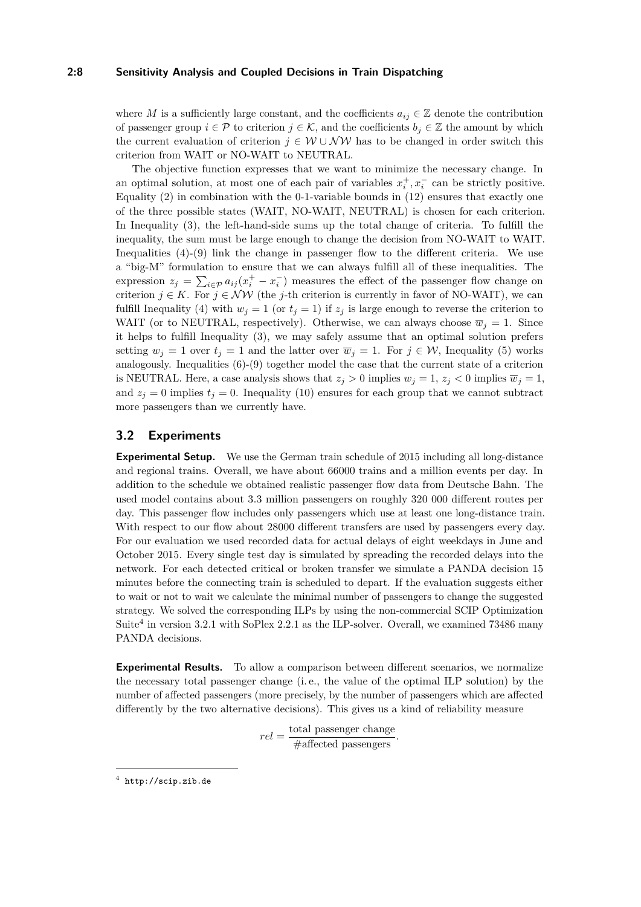where $M$ is a sufficiently large constant, and the coefficients $a_{ij} \in \mathbb{Z}$ denote the contribution of passenger group $i \in \mathcal{P}$ to criterion $j \in \mathcal{K}$, and the coefficients $b_j \in \mathbb{Z}$ the amount by which the current evaluation of criterion $j \in \mathcal{W} \cup \mathcal{NW}$ has to be changed in order switch this criterion from WAIT or NO-WAIT to NEUTRAL.

The objective function expresses that we want to minimize the necessary change. In an optimal solution, at most one of each pair of variables $x_i^+, x_i^-$ can be strictly positive. Equality (2) in combination with the 0-1-variable bounds in (12) ensures that exactly one of the three possible states (WAIT, NO-WAIT, NEUTRAL) is chosen for each criterion. In Inequality (3), the left-hand-side sums up the total change of criteria. To fulfill the inequality, the sum must be large enough to change the decision from NO-WAIT to WAIT. Inequalities (4)-(9) link the change in passenger flow to the different criteria. We use a "big-M" formulation to ensure that we can always fulfill all of these inequalities. The expression $z_j = \sum_{i \in \mathcal{P}} a_{ij}(x_i^+ - x_i^-)$ measures the effect of the passenger flow change on criterion $j \in K$. For $j \in \mathcal{NW}$ (the $j$-th criterion is currently in favor of NO-WAIT), we can fulfill Inequality (4) with $w_j = 1$ (or $t_j = 1$) if $z_j$ is large enough to reverse the criterion to WAIT (or to NEUTRAL, respectively). Otherwise, we can always choose $\overline{w}_j = 1$. Since it helps to fulfill Inequality (3), we may safely assume that an optimal solution prefers setting $w_j = 1$ over $t_j = 1$ and the latter over $\overline{w}_j = 1$. For $j \in \mathcal{W}$, Inequality (5) works analogously. Inequalities (6)-(9) together model the case that the current state of a criterion is NEUTRAL. Here, a case analysis shows that $z_j > 0$ implies $w_j = 1$, $z_j < 0$ implies $\overline{w}_j = 1$, and $z_j = 0$ implies $t_j = 0$. Inequality (10) ensures for each group that we cannot subtract more passengers than we currently have.

## 3.2 Experiments

**Experimental Setup.** We use the German train schedule of 2015 including all long-distance and regional trains. Overall, we have about 66000 trains and a million events per day. In addition to the schedule we obtained realistic passenger flow data from Deutsche Bahn. The used model contains about 3.3 million passengers on roughly 320 000 different routes per day. This passenger flow includes only passengers which use at least one long-distance train. With respect to our flow about 28000 different transfers are used by passengers every day. For our evaluation we used recorded data for actual delays of eight weekdays in June and October 2015. Every single test day is simulated by spreading the recorded delays into the network. For each detected critical or broken transfer we simulate a PANDA decision 15 minutes before the connecting train is scheduled to depart. If the evaluation suggests either to wait or not to wait we calculate the minimal number of passengers to change the suggested strategy. We solved the corresponding ILPs by using the non-commercial SCIP Optimization Suite[4] in version 3.2.1 with SoPlex 2.2.1 as the ILP-solver. Overall, we examined 73486 many PANDA decisions.

**Experimental Results.** To allow a comparison between different scenarios, we normalize the necessary total passenger change (i. e., the value of the optimal ILP solution) by the number of affected passengers (more precisely, by the number of passengers which are affected differently by the two alternative decisions). This gives us a kind of reliability measure

$$rel = \frac{\text{total passenger change}}{\#\text{affected passengers}}.$$

[4] http://scip.zib.de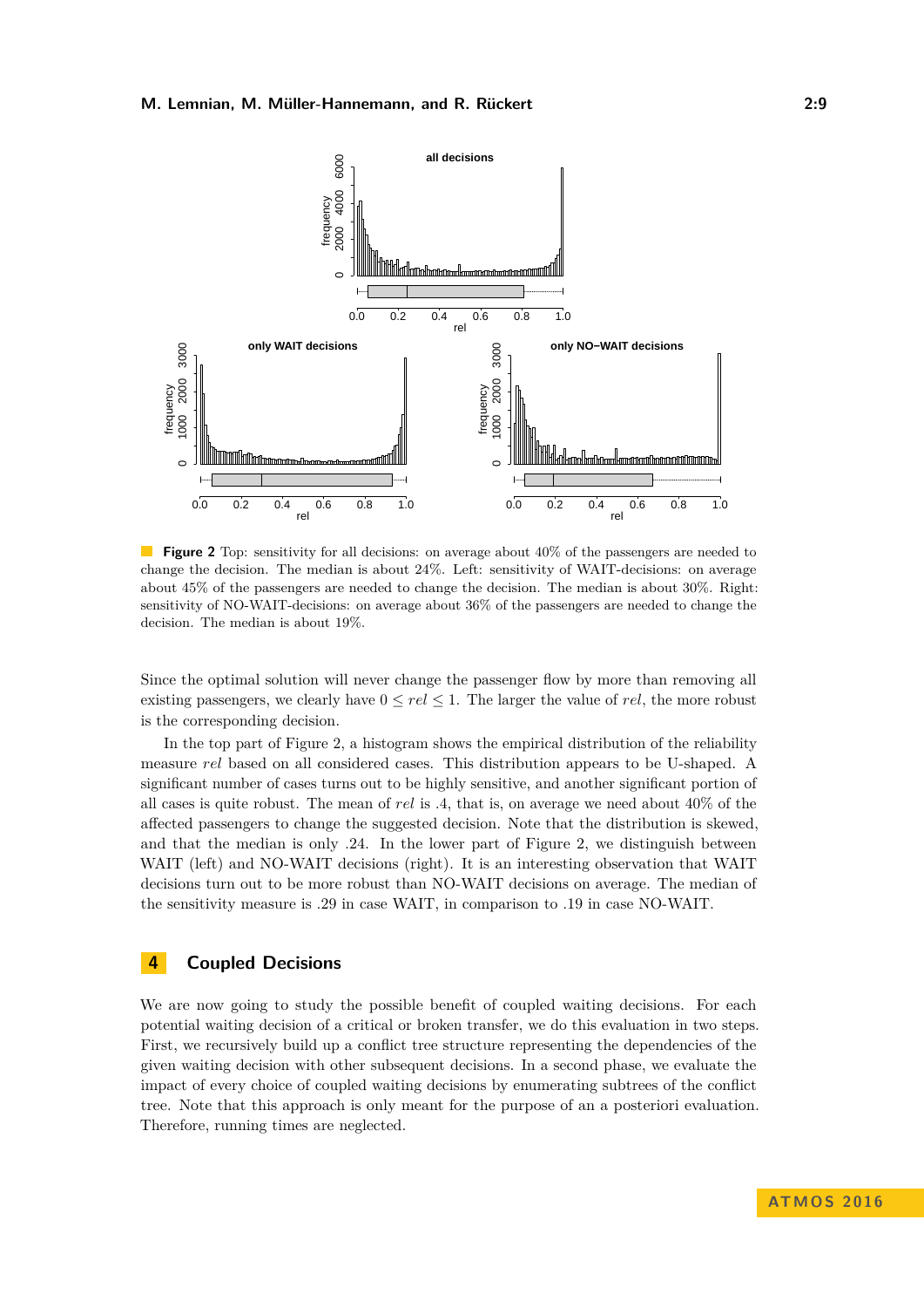**Figure 2** Top: sensitivity for all decisions: on average about 40% of the passengers are needed to change the decision. The median is about 24%. Left: sensitivity of WAIT-decisions: on average about 45% of the passengers are needed to change the decision. The median is about 30%. Right: sensitivity of NO-WAIT-decisions: on average about 36% of the passengers are needed to change the decision. The median is about 19%.

Since the optimal solution will never change the passenger flow by more than removing all existing passengers, we clearly have $0 \leq rel \leq 1$. The larger the value of $rel$, the more robust is the corresponding decision.

In the top part of Figure 2, a histogram shows the empirical distribution of the reliability measure $rel$ based on all considered cases. This distribution appears to be U-shaped. A significant number of cases turns out to be highly sensitive, and another significant portion of all cases is quite robust. The mean of $rel$ is .4, that is, on average we need about 40% of the affected passengers to change the suggested decision. Note that the distribution is skewed, and that the median is only .24. In the lower part of Figure 2, we distinguish between WAIT (left) and NO-WAIT decisions (right). It is an interesting observation that WAIT decisions turn out to be more robust than NO-WAIT decisions on average. The median of the sensitivity measure is .29 in case WAIT, in comparison to .19 in case NO-WAIT.

## 4 Coupled Decisions

We are now going to study the possible benefit of coupled waiting decisions. For each potential waiting decision of a critical or broken transfer, we do this evaluation in two steps. First, we recursively build up a conflict tree structure representing the dependencies of the given waiting decision with other subsequent decisions. In a second phase, we evaluate the impact of every choice of coupled waiting decisions by enumerating subtrees of the conflict tree. Note that this approach is only meant for the purpose of an a posteriori evaluation. Therefore, running times are neglected.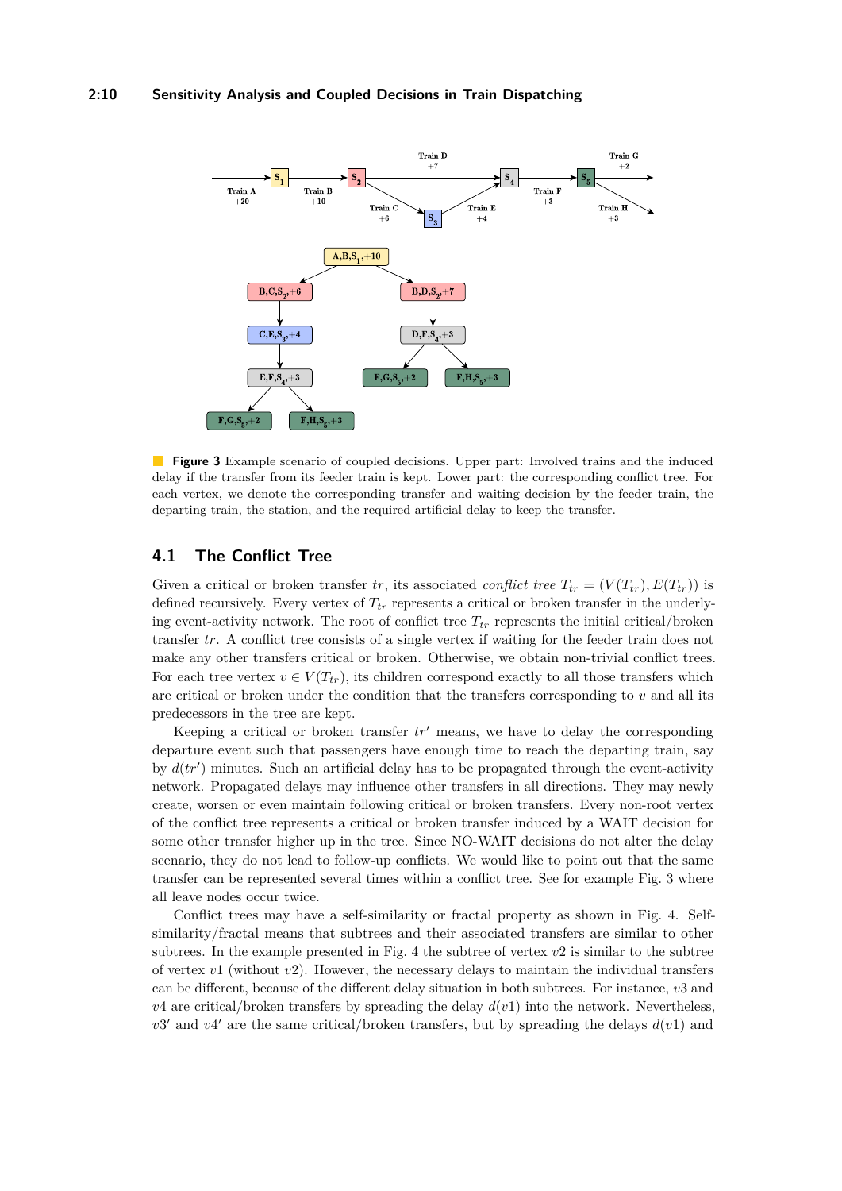**Figure 3** Example scenario of coupled decisions. Upper part: Involved trains and the induced delay if the transfer from its feeder train is kept. Lower part: the corresponding conflict tree. For each vertex, we denote the corresponding transfer and waiting decision by the feeder train, the departing train, the station, and the required artificial delay to keep the transfer.

## 4.1 The Conflict Tree

Given a critical or broken transfer $tr$, its associated *conflict tree* $T_{tr} = (V(T_{tr}), E(T_{tr}))$ is defined recursively. Every vertex of $T_{tr}$ represents a critical or broken transfer in the underlying event-activity network. The root of conflict tree $T_{tr}$ represents the initial critical/broken transfer $tr$. A conflict tree consists of a single vertex if waiting for the feeder train does not make any other transfers critical or broken. Otherwise, we obtain non-trivial conflict trees. For each tree vertex $v \in V(T_{tr})$, its children correspond exactly to all those transfers which are critical or broken under the condition that the transfers corresponding to $v$ and all its predecessors in the tree are kept.

Keeping a critical or broken transfer $tr'$ means, we have to delay the corresponding departure event such that passengers have enough time to reach the departing train, say by $d(tr')$ minutes. Such an artificial delay has to be propagated through the event-activity network. Propagated delays may influence other transfers in all directions. They may newly create, worsen or even maintain following critical or broken transfers. Every non-root vertex of the conflict tree represents a critical or broken transfer induced by a WAIT decision for some other transfer higher up in the tree. Since NO-WAIT decisions do not alter the delay scenario, they do not lead to follow-up conflicts. We would like to point out that the same transfer can be represented several times within a conflict tree. See for example Fig. 3 where all leave nodes occur twice.

Conflict trees may have a self-similarity or fractal property as shown in Fig. 4. Self-similarity/fractal means that subtrees and their associated transfers are similar to other subtrees. In the example presented in Fig. 4 the subtree of vertex $v2$ is similar to the subtree of vertex $v1$ (without $v2$). However, the necessary delays to maintain the individual transfers can be different, because of the different delay situation in both subtrees. For instance, $v3$ and $v4$ are critical/broken transfers by spreading the delay $d(v1)$ into the network. Nevertheless, $v3'$ and $v4'$ are the same critical/broken transfers, but by spreading the delays $d(v1)$ and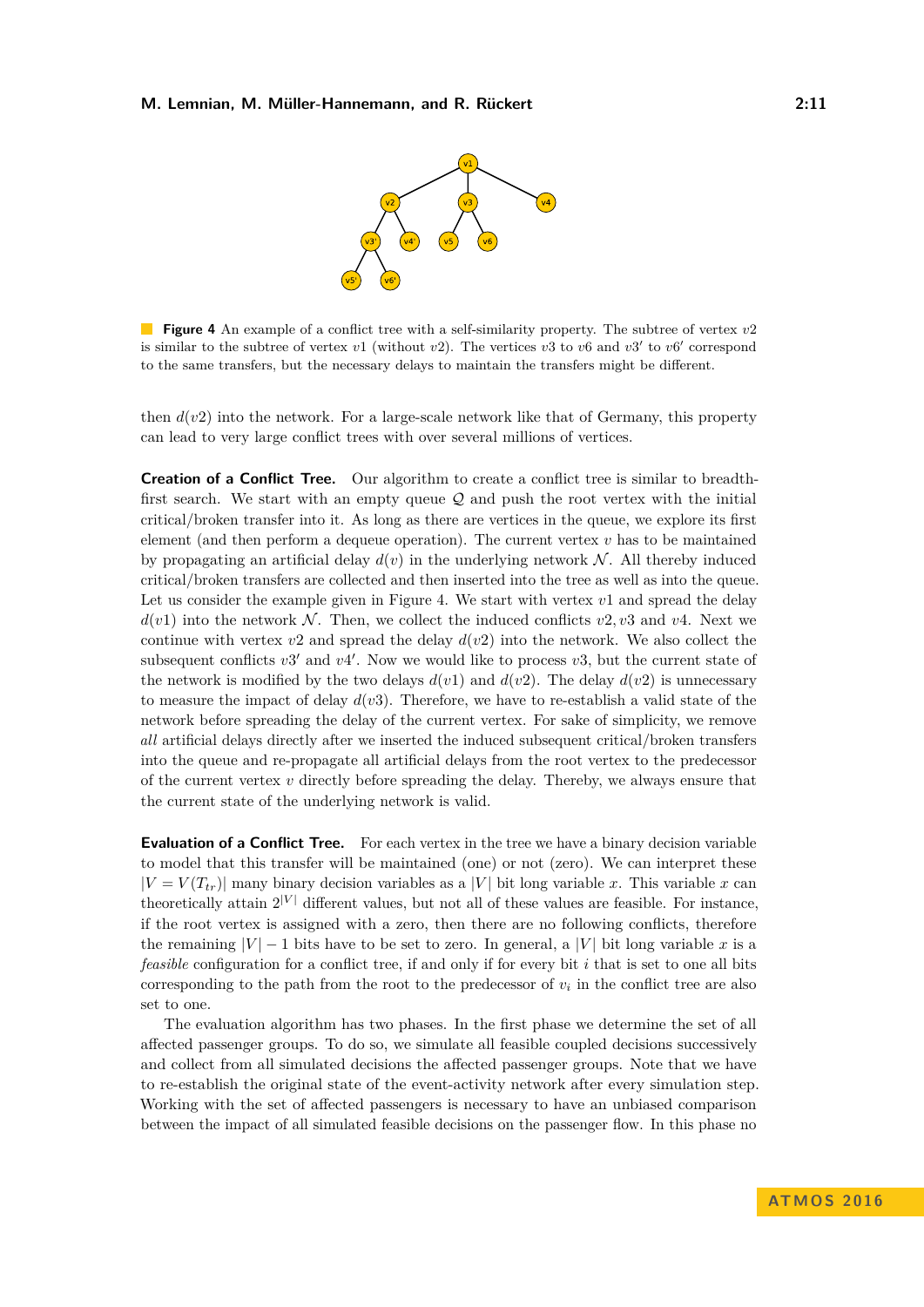**Figure 4** An example of a conflict tree with a self-similarity property. The subtree of vertex $v2$ is similar to the subtree of vertex $v1$ (without $v2$). The vertices $v3$ to $v6$ and $v3'$ to $v6'$ correspond to the same transfers, but the necessary delays to maintain the transfers might be different.

then $d(v2)$ into the network. For a large-scale network like that of Germany, this property can lead to very large conflict trees with over several millions of vertices.

**Creation of a Conflict Tree.** Our algorithm to create a conflict tree is similar to breadth-first search. We start with an empty queue $\mathcal{Q}$ and push the root vertex with the initial critical/broken transfer into it. As long as there are vertices in the queue, we explore its first element (and then perform a dequeue operation). The current vertex $v$ has to be maintained by propagating an artificial delay $d(v)$ in the underlying network $\mathcal{N}$. All thereby induced critical/broken transfers are collected and then inserted into the tree as well as into the queue. Let us consider the example given in Figure 4. We start with vertex $v1$ and spread the delay $d(v1)$ into the network $\mathcal{N}$. Then, we collect the induced conflicts $v2, v3$ and $v4$. Next we continue with vertex $v2$ and spread the delay $d(v2)$ into the network. We also collect the subsequent conflicts $v3'$ and $v4'$. Now we would like to process $v3$, but the current state of the network is modified by the two delays $d(v1)$ and $d(v2)$. The delay $d(v2)$ is unnecessary to measure the impact of delay $d(v3)$. Therefore, we have to re-establish a valid state of the network before spreading the delay of the current vertex. For sake of simplicity, we remove *all* artificial delays directly after we inserted the induced subsequent critical/broken transfers into the queue and re-propagate all artificial delays from the root vertex to the predecessor of the current vertex $v$ directly before spreading the delay. Thereby, we always ensure that the current state of the underlying network is valid.

**Evaluation of a Conflict Tree.** For each vertex in the tree we have a binary decision variable to model that this transfer will be maintained (one) or not (zero). We can interpret these $|V = V(T_{tr})|$ many binary decision variables as a $|V|$ bit long variable $x$. This variable $x$ can theoretically attain $2^{|V|}$ different values, but not all of these values are feasible. For instance, if the root vertex is assigned with a zero, then there are no following conflicts, therefore the remaining $|V| - 1$ bits have to be set to zero. In general, a $|V|$ bit long variable $x$ is a *feasible* configuration for a conflict tree, if and only if for every bit $i$ that is set to one all bits corresponding to the path from the root to the predecessor of $v_i$ in the conflict tree are also set to one.

The evaluation algorithm has two phases. In the first phase we determine the set of all affected passenger groups. To do so, we simulate all feasible coupled decisions successively and collect from all simulated decisions the affected passenger groups. Note that we have to re-establish the original state of the event-activity network after every simulation step. Working with the set of affected passengers is necessary to have an unbiased comparison between the impact of all simulated feasible decisions on the passenger flow. In this phase no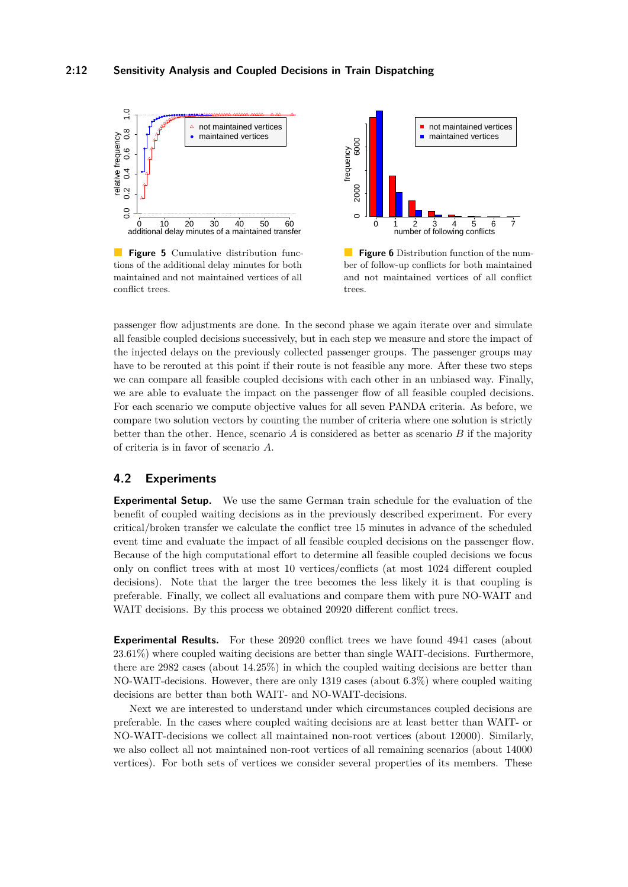**Figure 5** Cumulative distribution functions of the additional delay minutes for both maintained and not maintained vertices of all conflict trees.

**Figure 6** Distribution function of the number of follow-up conflicts for both maintained and not maintained vertices of all conflict trees.

passenger flow adjustments are done. In the second phase we again iterate over and simulate all feasible coupled decisions successively, but in each step we measure and store the impact of the injected delays on the previously collected passenger groups. The passenger groups may have to be rerouted at this point if their route is not feasible any more. After these two steps we can compare all feasible coupled decisions with each other in an unbiased way. Finally, we are able to evaluate the impact on the passenger flow of all feasible coupled decisions. For each scenario we compute objective values for all seven PANDA criteria. As before, we compare two solution vectors by counting the number of criteria where one solution is strictly better than the other. Hence, scenario $A$ is considered as better as scenario $B$ if the majority of criteria is in favor of scenario $A$.

## 4.2 Experiments

**Experimental Setup.** We use the same German train schedule for the evaluation of the benefit of coupled waiting decisions as in the previously described experiment. For every critical/broken transfer we calculate the conflict tree 15 minutes in advance of the scheduled event time and evaluate the impact of all feasible coupled decisions on the passenger flow. Because of the high computational effort to determine all feasible coupled decisions we focus only on conflict trees with at most 10 vertices/conflicts (at most 1024 different coupled decisions). Note that the larger the tree becomes the less likely it is that coupling is preferable. Finally, we collect all evaluations and compare them with pure NO-WAIT and WAIT decisions. By this process we obtained 20920 different conflict trees.

**Experimental Results.** For these 20920 conflict trees we have found 4941 cases (about 23.61%) where coupled waiting decisions are better than single WAIT-decisions. Furthermore, there are 2982 cases (about 14.25%) in which the coupled waiting decisions are better than NO-WAIT-decisions. However, there are only 1319 cases (about 6.3%) where coupled waiting decisions are better than both WAIT- and NO-WAIT-decisions.

Next we are interested to understand under which circumstances coupled decisions are preferable. In the cases where coupled waiting decisions are at least better than WAIT- or NO-WAIT-decisions we collect all maintained non-root vertices (about 12000). Similarly, we also collect all not maintained non-root vertices of all remaining scenarios (about 14000 vertices). For both sets of vertices we consider several properties of its members. These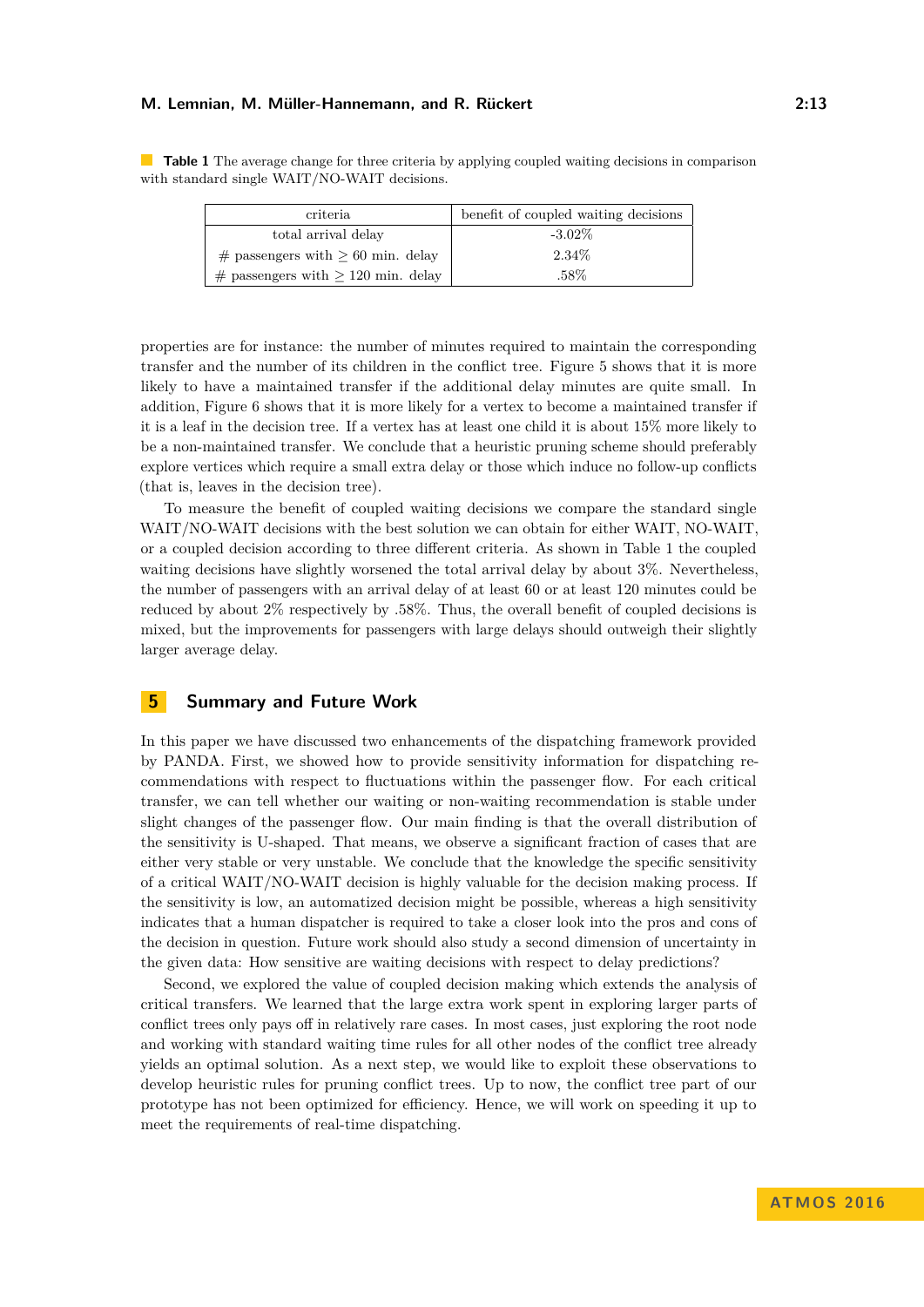**Table 1** The average change for three criteria by applying coupled waiting decisions in comparison with standard single WAIT/NO-WAIT decisions.

| criteria | benefit of coupled waiting decisions |
|---|---|
| total arrival delay | -3.02% |
| # passengers with $\geq$ 60 min. delay | 2.34% |
| # passengers with $\geq$ 120 min. delay | .58% |

properties are for instance: the number of minutes required to maintain the corresponding transfer and the number of its children in the conflict tree. Figure 5 shows that it is more likely to have a maintained transfer if the additional delay minutes are quite small. In addition, Figure 6 shows that it is more likely for a vertex to become a maintained transfer if it is a leaf in the decision tree. If a vertex has at least one child it is about 15% more likely to be a non-maintained transfer. We conclude that a heuristic pruning scheme should preferably explore vertices which require a small extra delay or those which induce no follow-up conflicts (that is, leaves in the decision tree).

To measure the benefit of coupled waiting decisions we compare the standard single WAIT/NO-WAIT decisions with the best solution we can obtain for either WAIT, NO-WAIT, or a coupled decision according to three different criteria. As shown in Table 1 the coupled waiting decisions have slightly worsened the total arrival delay by about 3%. Nevertheless, the number of passengers with an arrival delay of at least 60 or at least 120 minutes could be reduced by about 2% respectively by .58%. Thus, the overall benefit of coupled decisions is mixed, but the improvements for passengers with large delays should outweigh their slightly larger average delay.

## 5 Summary and Future Work

In this paper we have discussed two enhancements of the dispatching framework provided by PANDA. First, we showed how to provide sensitivity information for dispatching recommendations with respect to fluctuations within the passenger flow. For each critical transfer, we can tell whether our waiting or non-waiting recommendation is stable under slight changes of the passenger flow. Our main finding is that the overall distribution of the sensitivity is U-shaped. That means, we observe a significant fraction of cases that are either very stable or very unstable. We conclude that the knowledge the specific sensitivity of a critical WAIT/NO-WAIT decision is highly valuable for the decision making process. If the sensitivity is low, an automatized decision might be possible, whereas a high sensitivity indicates that a human dispatcher is required to take a closer look into the pros and cons of the decision in question. Future work should also study a second dimension of uncertainty in the given data: How sensitive are waiting decisions with respect to delay predictions?

Second, we explored the value of coupled decision making which extends the analysis of critical transfers. We learned that the large extra work spent in exploring larger parts of conflict trees only pays off in relatively rare cases. In most cases, just exploring the root node and working with standard waiting time rules for all other nodes of the conflict tree already yields an optimal solution. As a next step, we would like to exploit these observations to develop heuristic rules for pruning conflict trees. Up to now, the conflict tree part of our prototype has not been optimized for efficiency. Hence, we will work on speeding it up to meet the requirements of real-time dispatching.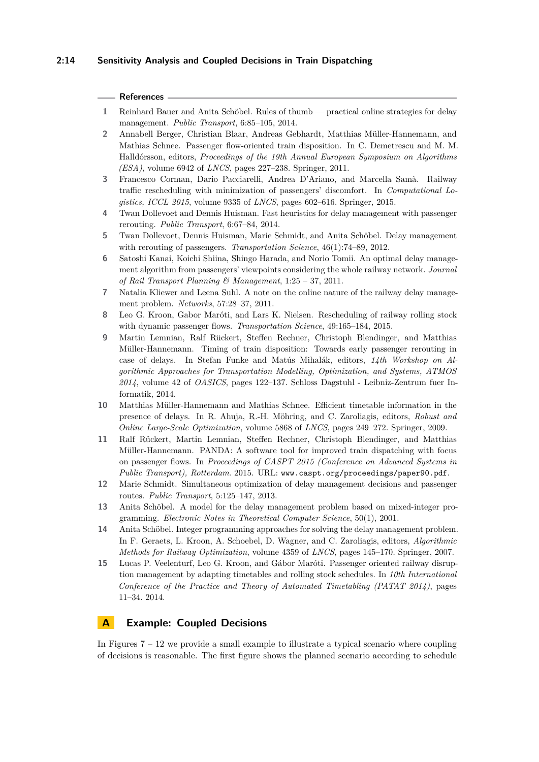## References

1. Reinhard Bauer and Anita Schöbel. Rules of thumb — practical online strategies for delay management. *Public Transport*, 6:85–105, 2014.
2. Annabell Berger, Christian Blaar, Andreas Gebhardt, Matthias Müller-Hannemann, and Mathias Schnee. Passenger flow-oriented train disposition. In C. Demetrescu and M. M. Halldórsson, editors, *Proceedings of the 19th Annual European Symposium on Algorithms (ESA)*, volume 6942 of *LNCS*, pages 227–238. Springer, 2011.
3. Francesco Corman, Dario Pacciarelli, Andrea D'Ariano, and Marcella Samà. Railway traffic rescheduling with minimization of passengers' discomfort. In *Computational Logistics, ICCL 2015*, volume 9335 of *LNCS*, pages 602–616. Springer, 2015.
4. Twan Dollevoet and Dennis Huisman. Fast heuristics for delay management with passenger rerouting. *Public Transport*, 6:67–84, 2014.
5. Twan Dollevoet, Dennis Huisman, Marie Schmidt, and Anita Schöbel. Delay management with rerouting of passengers. *Transportation Science*, 46(1):74–89, 2012.
6. Satoshi Kanai, Koichi Shiina, Shingo Harada, and Norio Tomii. An optimal delay management algorithm from passengers' viewpoints considering the whole railway network. *Journal of Rail Transport Planning & Management*, 1:25 – 37, 2011.
7. Natalia Kliewer and Leena Suhl. A note on the online nature of the railway delay management problem. *Networks*, 57:28–37, 2011.
8. Leo G. Kroon, Gabor Maróti, and Lars K. Nielsen. Rescheduling of railway rolling stock with dynamic passenger flows. *Transportation Science*, 49:165–184, 2015.
9. Martin Lemnian, Ralf Rückert, Steffen Rechner, Christoph Blendinger, and Matthias Müller-Hannemann. Timing of train disposition: Towards early passenger rerouting in case of delays. In Stefan Funke and Matús Mihalák, editors, *14th Workshop on Algorithmic Approaches for Transportation Modelling, Optimization, and Systems, ATMOS 2014*, volume 42 of *OASICS*, pages 122–137. Schloss Dagstuhl - Leibniz-Zentrum fuer Informatik, 2014.
10. Matthias Müller-Hannemann and Mathias Schnee. Efficient timetable information in the presence of delays. In R. Ahuja, R.-H. Möhring, and C. Zaroliagis, editors, *Robust and Online Large-Scale Optimization*, volume 5868 of *LNCS*, pages 249–272. Springer, 2009.
11. Ralf Rückert, Martin Lemnian, Steffen Rechner, Christoph Blendinger, and Matthias Müller-Hannemann. PANDA: A software tool for improved train dispatching with focus on passenger flows. In *Proceedings of CASPT 2015 (Conference on Advanced Systems in Public Transport), Rotterdam*. 2015. URL: `www.caspt.org/proceedings/paper90.pdf`.
12. Marie Schmidt. Simultaneous optimization of delay management decisions and passenger routes. *Public Transport*, 5:125–147, 2013.
13. Anita Schöbel. A model for the delay management problem based on mixed-integer programming. *Electronic Notes in Theoretical Computer Science*, 50(1), 2001.
14. Anita Schöbel. Integer programming approaches for solving the delay management problem. In F. Geraets, L. Kroon, A. Schoebel, D. Wagner, and C. Zaroliagis, editors, *Algorithmic Methods for Railway Optimization*, volume 4359 of *LNCS*, pages 145–170. Springer, 2007.
15. Lucas P. Veelenturf, Leo G. Kroon, and Gábor Maróti. Passenger oriented railway disruption management by adapting timetables and rolling stock schedules. In *10th International Conference of the Practice and Theory of Automated Timetabling (PATAT 2014)*, pages 11–34. 2014.

## A Example: Coupled Decisions

In Figures 7 – 12 we provide a small example to illustrate a typical scenario where coupling of decisions is reasonable. The first figure shows the planned scenario according to schedule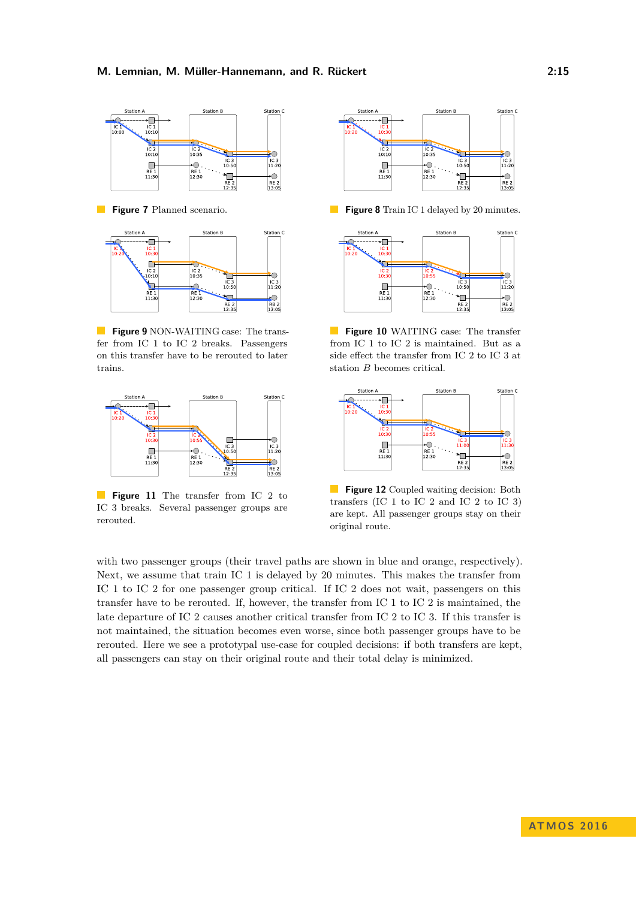**Figure 7** Planned scenario.

**Figure 8** Train IC 1 delayed by 20 minutes.

**Figure 9** NON-WAITING case: The transfer from IC 1 to IC 2 breaks. Passengers on this transfer have to be rerouted to later trains.

**Figure 10** WAITING case: The transfer from IC 1 to IC 2 is maintained. But as a side effect the transfer from IC 2 to IC 3 at station *B* becomes critical.

**Figure 11** The transfer from IC 2 to IC 3 breaks. Several passenger groups are rerouted.

**Figure 12** Coupled waiting decision: Both transfers (IC 1 to IC 2 and IC 2 to IC 3) are kept. All passenger groups stay on their original route.

with two passenger groups (their travel paths are shown in blue and orange, respectively). Next, we assume that train IC 1 is delayed by 20 minutes. This makes the transfer from IC 1 to IC 2 for one passenger group critical. If IC 2 does not wait, passengers on this transfer have to be rerouted. If, however, the transfer from IC 1 to IC 2 is maintained, the late departure of IC 2 causes another critical transfer from IC 2 to IC 3. If this transfer is not maintained, the situation becomes even worse, since both passenger groups have to be rerouted. Here we see a prototypal use-case for coupled decisions: if both transfers are kept, all passengers can stay on their original route and their total delay is minimized.